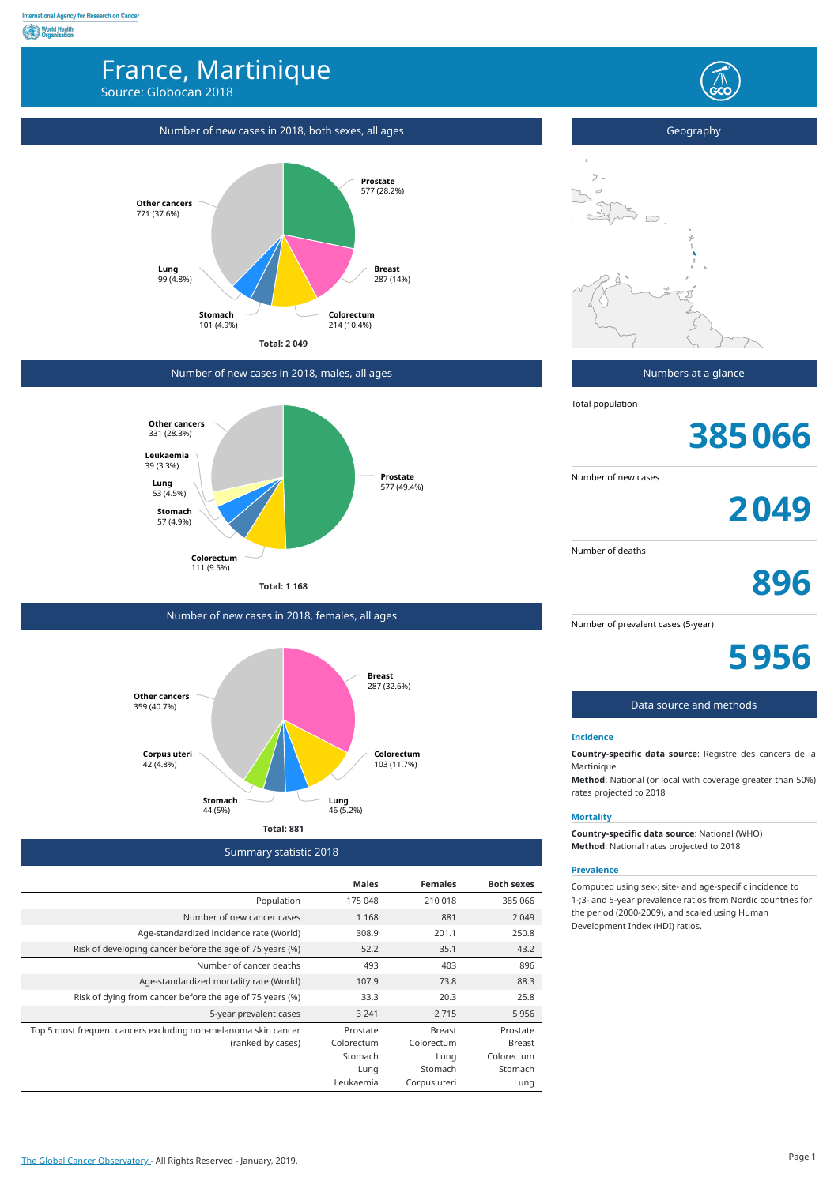International Agency for Research on Cancer
World Health Organization

# France, Martinique

Source: Globocan 2018

## Number of new cases in 2018, both sexes, all ages

- Prostate: 577 (28.2%)
- Breast: 287 (14%)
- Colorectum: 214 (10.4%)
- Stomach: 101 (4.9%)
- Lung: 99 (4.8%)
- Other cancers: 771 (37.6%)

**Total: 2 049**

## Number of new cases in 2018, males, all ages

- Prostate: 577 (49.4%)
- Colorectum: 111 (9.5%)
- Stomach: 57 (4.9%)
- Lung: 53 (4.5%)
- Leukaemia: 39 (3.3%)
- Other cancers: 331 (28.3%)

**Total: 1 168**

## Number of new cases in 2018, females, all ages

- Breast: 287 (32.6%)
- Colorectum: 103 (11.7%)
- Lung: 46 (5.2%)
- Stomach: 44 (5%)
- Corpus uteri: 42 (4.8%)
- Other cancers: 359 (40.7%)

**Total: 881**

## Summary statistic 2018

| | Males | Females | Both sexes |
|---|---|---|---|
| Population | 175 048 | 210 018 | 385 066 |
| Number of new cancer cases | 1 168 | 881 | 2 049 |
| Age-standardized incidence rate (World) | 308.9 | 201.1 | 250.8 |
| Risk of developing cancer before the age of 75 years (%) | 52.2 | 35.1 | 43.2 |
| Number of cancer deaths | 493 | 403 | 896 |
| Age-standardized mortality rate (World) | 107.9 | 73.8 | 88.3 |
| Risk of dying from cancer before the age of 75 years (%) | 33.3 | 20.3 | 25.8 |
| 5-year prevalent cases | 3 241 | 2 715 | 5 956 |
| Top 5 most frequent cancers excluding non-melanoma skin cancer (ranked by cases) | Prostate<br>Colorectum<br>Stomach<br>Lung<br>Leukaemia | Breast<br>Colorectum<br>Lung<br>Stomach<br>Corpus uteri | Prostate<br>Breast<br>Colorectum<br>Stomach<br>Lung |

## Geography

## Numbers at a glance

Total population

**385 066**

Number of new cases

**2 049**

Number of deaths

**896**

Number of prevalent cases (5-year)

**5 956**

## Data source and methods

### Incidence

**Country-specific data source**: Registre des cancers de la Martinique

**Method**: National (or local with coverage greater than 50%) rates projected to 2018

### Mortality

**Country-specific data source**: National (WHO)

**Method**: National rates projected to 2018

### Prevalence

Computed using sex-; site- and age-specific incidence to 1-;3- and 5-year prevalence ratios from Nordic countries for the period (2000-2009), and scaled using Human Development Index (HDI) ratios.

The Global Cancer Observatory - All Rights Reserved - January, 2019.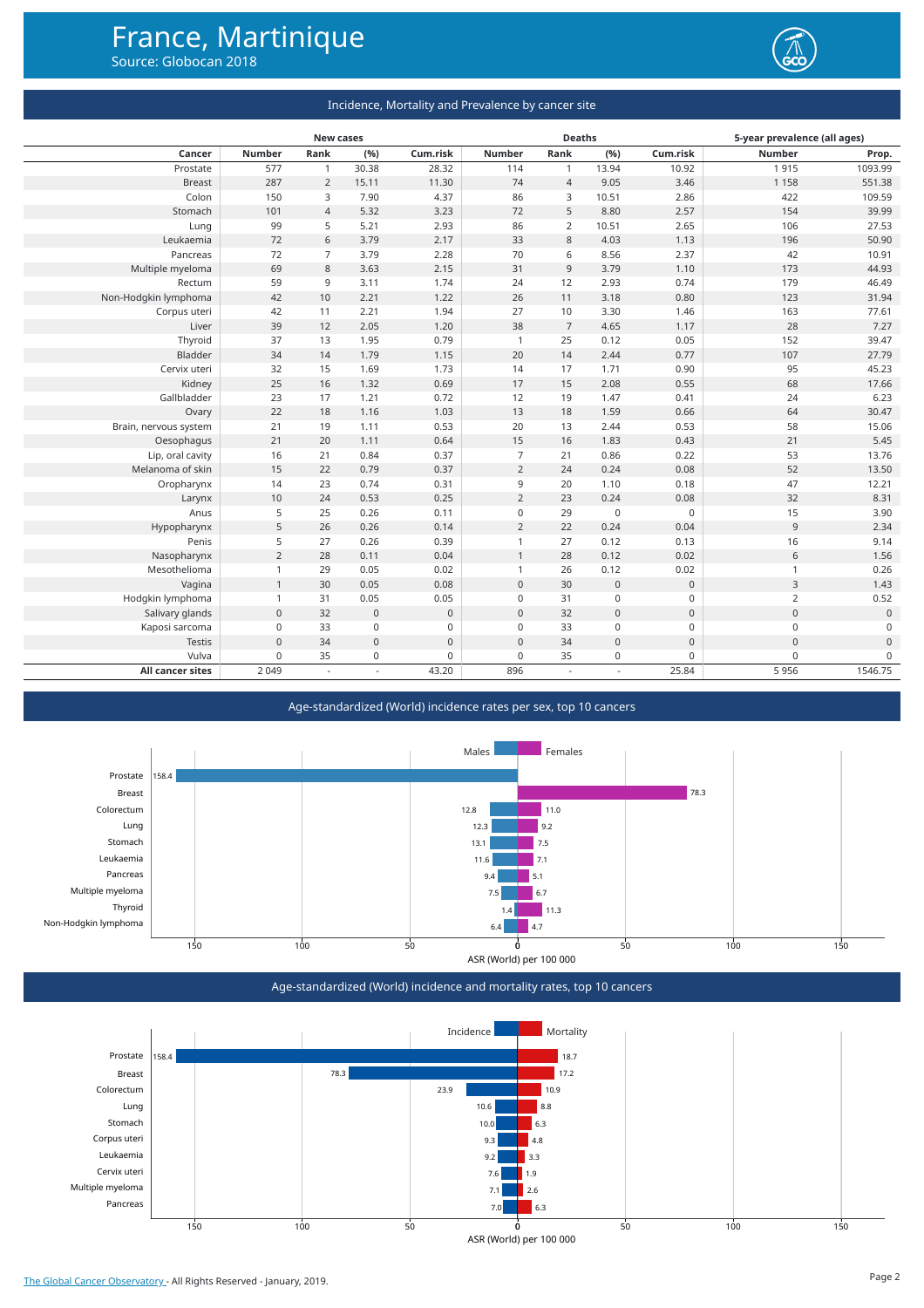# France, Martinique

Source: Globocan 2018

## Incidence, Mortality and Prevalence by cancer site

| | New cases | | | | Deaths | | | | 5-year prevalence (all ages) | |
|---|---|---|---|---|---|---|---|---|---|---|
| Cancer | Number | Rank | (%) | Cum.risk | Number | Rank | (%) | Cum.risk | Number | Prop. |
| Prostate | 577 | 1 | 30.38 | 28.32 | 114 | 1 | 13.94 | 10.92 | 1 915 | 1093.99 |
| Breast | 287 | 2 | 15.11 | 11.30 | 74 | 4 | 9.05 | 3.46 | 1 158 | 551.38 |
| Colon | 150 | 3 | 7.90 | 4.37 | 86 | 3 | 10.51 | 2.86 | 422 | 109.59 |
| Stomach | 101 | 4 | 5.32 | 3.23 | 72 | 5 | 8.80 | 2.57 | 154 | 39.99 |
| Lung | 99 | 5 | 5.21 | 2.93 | 86 | 2 | 10.51 | 2.65 | 106 | 27.53 |
| Leukaemia | 72 | 6 | 3.79 | 2.17 | 33 | 8 | 4.03 | 1.13 | 196 | 50.90 |
| Pancreas | 72 | 7 | 3.79 | 2.28 | 70 | 6 | 8.56 | 2.37 | 42 | 10.91 |
| Multiple myeloma | 69 | 8 | 3.63 | 2.15 | 31 | 9 | 3.79 | 1.10 | 173 | 44.93 |
| Rectum | 59 | 9 | 3.11 | 1.74 | 24 | 12 | 2.93 | 0.74 | 179 | 46.49 |
| Non-Hodgkin lymphoma | 42 | 10 | 2.21 | 1.22 | 26 | 11 | 3.18 | 0.80 | 123 | 31.94 |
| Corpus uteri | 42 | 11 | 2.21 | 1.94 | 27 | 10 | 3.30 | 1.46 | 163 | 77.61 |
| Liver | 39 | 12 | 2.05 | 1.20 | 38 | 7 | 4.65 | 1.17 | 28 | 7.27 |
| Thyroid | 37 | 13 | 1.95 | 0.79 | 1 | 25 | 0.12 | 0.05 | 152 | 39.47 |
| Bladder | 34 | 14 | 1.79 | 1.15 | 20 | 14 | 2.44 | 0.77 | 107 | 27.79 |
| Cervix uteri | 32 | 15 | 1.69 | 1.73 | 14 | 17 | 1.71 | 0.90 | 95 | 45.23 |
| Kidney | 25 | 16 | 1.32 | 0.69 | 17 | 15 | 2.08 | 0.55 | 68 | 17.66 |
| Gallbladder | 23 | 17 | 1.21 | 0.72 | 12 | 19 | 1.47 | 0.41 | 24 | 6.23 |
| Ovary | 22 | 18 | 1.16 | 1.03 | 13 | 18 | 1.59 | 0.66 | 64 | 30.47 |
| Brain, nervous system | 21 | 19 | 1.11 | 0.53 | 20 | 13 | 2.44 | 0.53 | 58 | 15.06 |
| Oesophagus | 21 | 20 | 1.11 | 0.64 | 15 | 16 | 1.83 | 0.43 | 21 | 5.45 |
| Lip, oral cavity | 16 | 21 | 0.84 | 0.37 | 7 | 21 | 0.86 | 0.22 | 53 | 13.76 |
| Melanoma of skin | 15 | 22 | 0.79 | 0.37 | 2 | 24 | 0.24 | 0.08 | 52 | 13.50 |
| Oropharynx | 14 | 23 | 0.74 | 0.31 | 9 | 20 | 1.10 | 0.18 | 47 | 12.21 |
| Larynx | 10 | 24 | 0.53 | 0.25 | 2 | 23 | 0.24 | 0.08 | 32 | 8.31 |
| Anus | 5 | 25 | 0.26 | 0.11 | 0 | 29 | 0 | 0 | 15 | 3.90 |
| Hypopharynx | 5 | 26 | 0.26 | 0.14 | 2 | 22 | 0.24 | 0.04 | 9 | 2.34 |
| Penis | 5 | 27 | 0.26 | 0.39 | 1 | 27 | 0.12 | 0.13 | 16 | 9.14 |
| Nasopharynx | 2 | 28 | 0.11 | 0.04 | 1 | 28 | 0.12 | 0.02 | 6 | 1.56 |
| Mesothelioma | 1 | 29 | 0.05 | 0.02 | 1 | 26 | 0.12 | 0.02 | 1 | 0.26 |
| Vagina | 1 | 30 | 0.05 | 0.08 | 0 | 30 | 0 | 0 | 3 | 1.43 |
| Hodgkin lymphoma | 1 | 31 | 0.05 | 0.05 | 0 | 31 | 0 | 0 | 2 | 0.52 |
| Salivary glands | 0 | 32 | 0 | 0 | 0 | 32 | 0 | 0 | 0 | 0 |
| Kaposi sarcoma | 0 | 33 | 0 | 0 | 0 | 33 | 0 | 0 | 0 | 0 |
| Testis | 0 | 34 | 0 | 0 | 0 | 34 | 0 | 0 | 0 | 0 |
| Vulva | 0 | 35 | 0 | 0 | 0 | 35 | 0 | 0 | 0 | 0 |
| **All cancer sites** | 2 049 | - | - | 43.20 | 896 | - | - | 25.84 | 5 956 | 1546.75 |

## Age-standardized (World) incidence rates per sex, top 10 cancers

Males  Females

Prostate 158.4
Breast 78.3
Colorectum 12.8 11.0
Lung 12.3 9.2
Stomach 13.1 7.5
Leukaemia 11.6 7.1
Pancreas 9.4 5.1
Multiple myeloma 7.5 6.7
Thyroid 1.4 11.3
Non-Hodgkin lymphoma 6.4 4.7

150 100 50 0 50 100 150

ASR (World) per 100 000

## Age-standardized (World) incidence and mortality rates, top 10 cancers

Incidence  Mortality

Prostate 158.4 18.7
Breast 78.3 17.2
Colorectum 23.9 10.9
Lung 10.6 8.8
Stomach 10.0 6.3
Corpus uteri 9.3 4.8
Leukaemia 9.2 3.3
Cervix uteri 7.6 1.9
Multiple myeloma 7.1 2.6
Pancreas 7.0 6.3

150 100 50 0 50 100 150

ASR (World) per 100 000

The Global Cancer Observatory - All Rights Reserved - January, 2019.